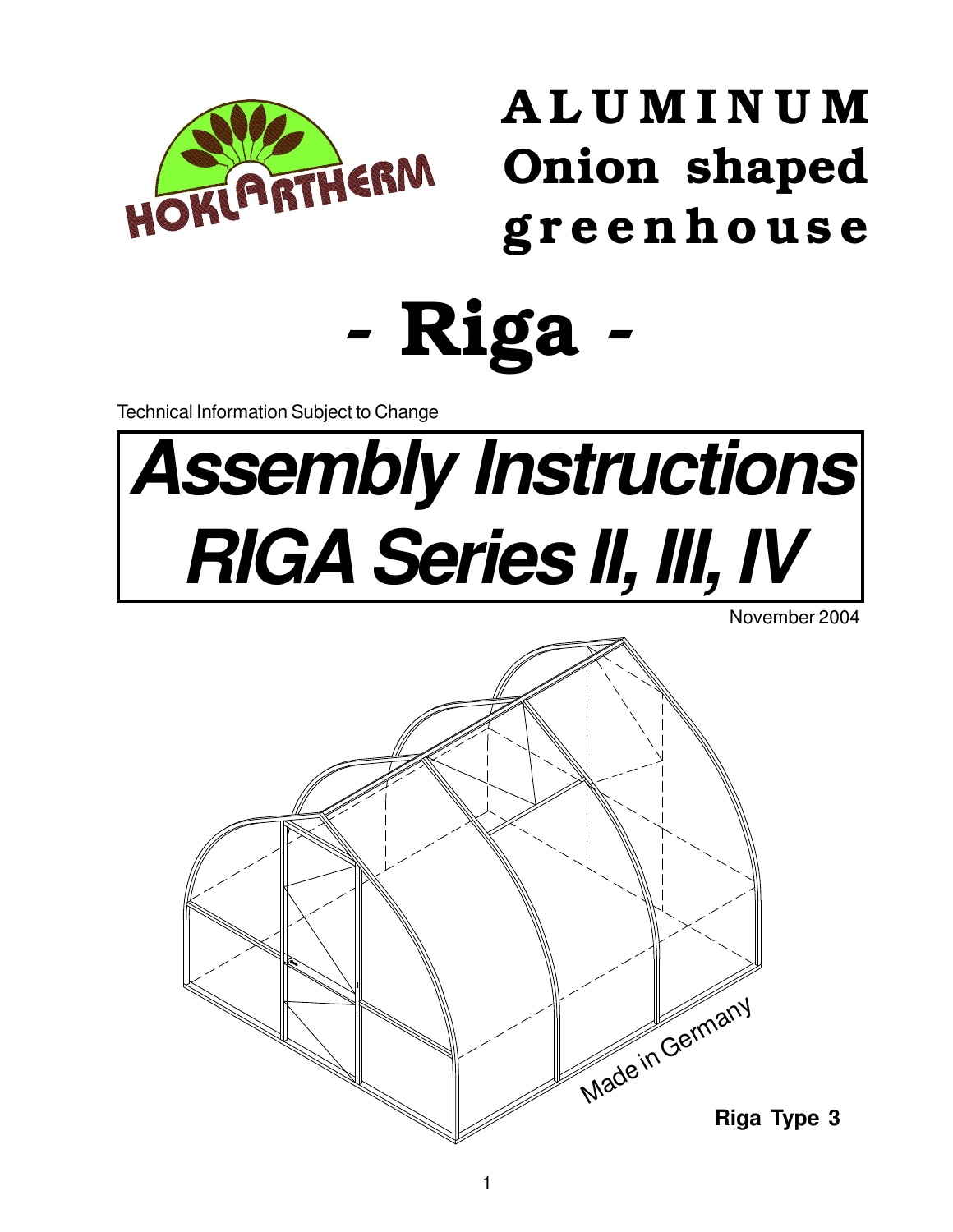HOKLARTHERM

# ALUMINUM Onion shaped greenhouse

# - Riga -

Technical Information Subject to Change

# *Assembly Instructions RIGA Series II, III, IV*

November 2004

Made in Germany

**Riga Type 3**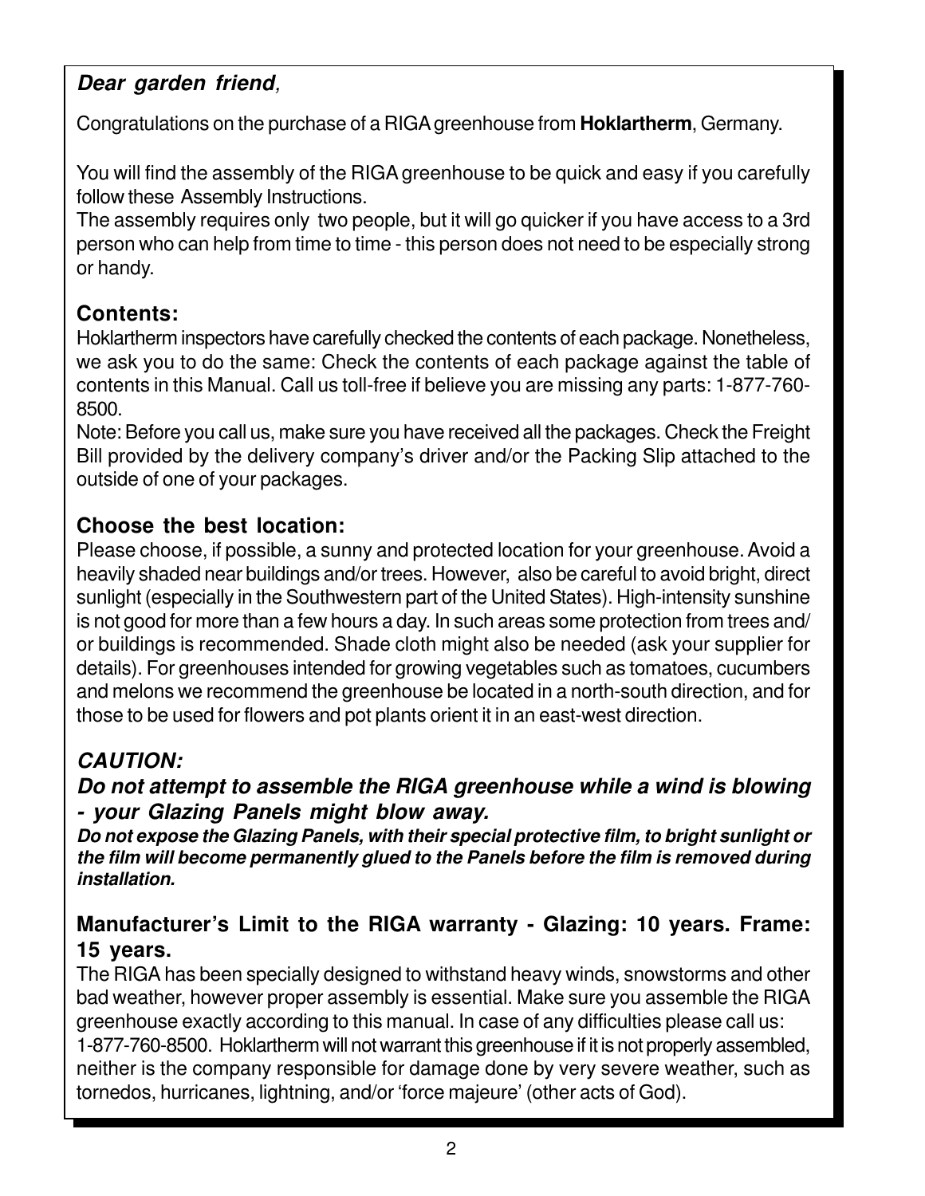***Dear garden friend,***

Congratulations on the purchase of a RIGA greenhouse from **Hoklartherm**, Germany.

You will find the assembly of the RIGA greenhouse to be quick and easy if you carefully follow these Assembly Instructions.
The assembly requires only two people, but it will go quicker if you have access to a 3rd person who can help from time to time - this person does not need to be especially strong or handy.

**Contents:**
Hoklartherm inspectors have carefully checked the contents of each package. Nonetheless, we ask you to do the same: Check the contents of each package against the table of contents in this Manual. Call us toll-free if believe you are missing any parts: 1-877-760-8500.
Note: Before you call us, make sure you have received all the packages. Check the Freight Bill provided by the delivery company's driver and/or the Packing Slip attached to the outside of one of your packages.

**Choose the best location:**
Please choose, if possible, a sunny and protected location for your greenhouse. Avoid a heavily shaded near buildings and/or trees. However, also be careful to avoid bright, direct sunlight (especially in the Southwestern part of the United States). High-intensity sunshine is not good for more than a few hours a day. In such areas some protection from trees and/or buildings is recommended. Shade cloth might also be needed (ask your supplier for details). For greenhouses intended for growing vegetables such as tomatoes, cucumbers and melons we recommend the greenhouse be located in a north-south direction, and for those to be used for flowers and pot plants orient it in an east-west direction.

***CAUTION:***
***Do not attempt to assemble the RIGA greenhouse while a wind is blowing - your Glazing Panels might blow away.***
***Do not expose the Glazing Panels, with their special protective film, to bright sunlight or the film will become permanently glued to the Panels before the film is removed during installation.***

**Manufacturer's Limit to the RIGA warranty - Glazing: 10 years. Frame: 15 years.**
The RIGA has been specially designed to withstand heavy winds, snowstorms and other bad weather, however proper assembly is essential. Make sure you assemble the RIGA greenhouse exactly according to this manual. In case of any difficulties please call us: 1-877-760-8500. Hoklartherm will not warrant this greenhouse if it is not properly assembled, neither is the company responsible for damage done by very severe weather, such as tornedos, hurricanes, lightning, and/or 'force majeure' (other acts of God).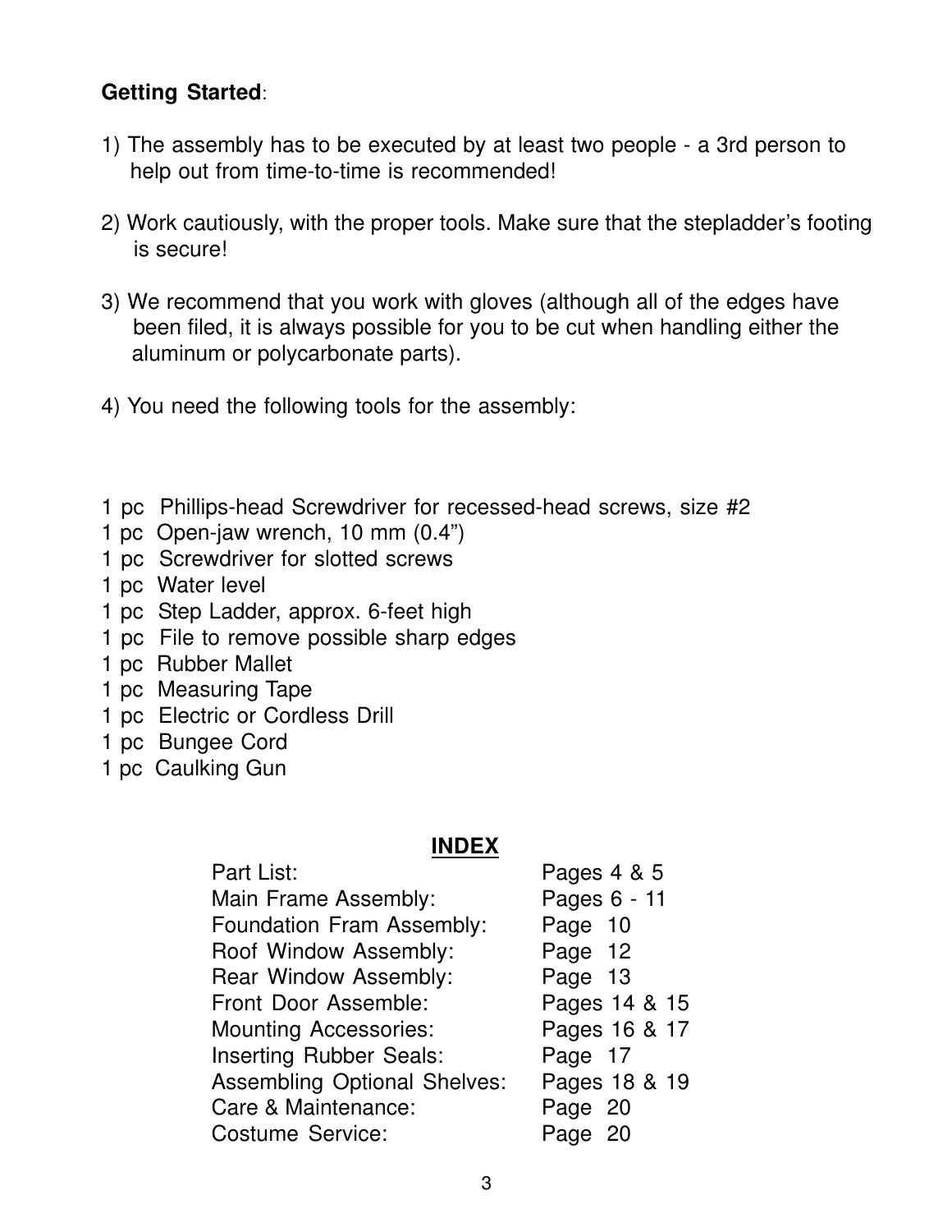**Getting Started**:

1) The assembly has to be executed by at least two people - a 3rd person to help out from time-to-time is recommended!

2) Work cautiously, with the proper tools. Make sure that the stepladder's footing is secure!

3) We recommend that you work with gloves (although all of the edges have been filed, it is always possible for you to be cut when handling either the aluminum or polycarbonate parts).

4) You need the following tools for the assembly:

1 pc  Phillips-head Screwdriver for recessed-head screws, size #2
1 pc  Open-jaw wrench, 10 mm (0.4")
1 pc  Screwdriver for slotted screws
1 pc  Water level
1 pc  Step Ladder, approx. 6-feet high
1 pc  File to remove possible sharp edges
1 pc  Rubber Mallet
1 pc  Measuring Tape
1 pc  Electric or Cordless Drill
1 pc  Bungee Cord
1 pc  Caulking Gun

## INDEX

| | |
|---|---|
| Part List: | Pages 4 & 5 |
| Main Frame Assembly: | Pages 6 - 11 |
| Foundation Fram Assembly: | Page 10 |
| Roof Window Assembly: | Page 12 |
| Rear Window Assembly: | Page 13 |
| Front Door Assemble: | Pages 14 & 15 |
| Mounting Accessories: | Pages 16 & 17 |
| Inserting Rubber Seals: | Page 17 |
| Assembling Optional Shelves: | Pages 18 & 19 |
| Care & Maintenance: | Page 20 |
| Costume Service: | Page 20 |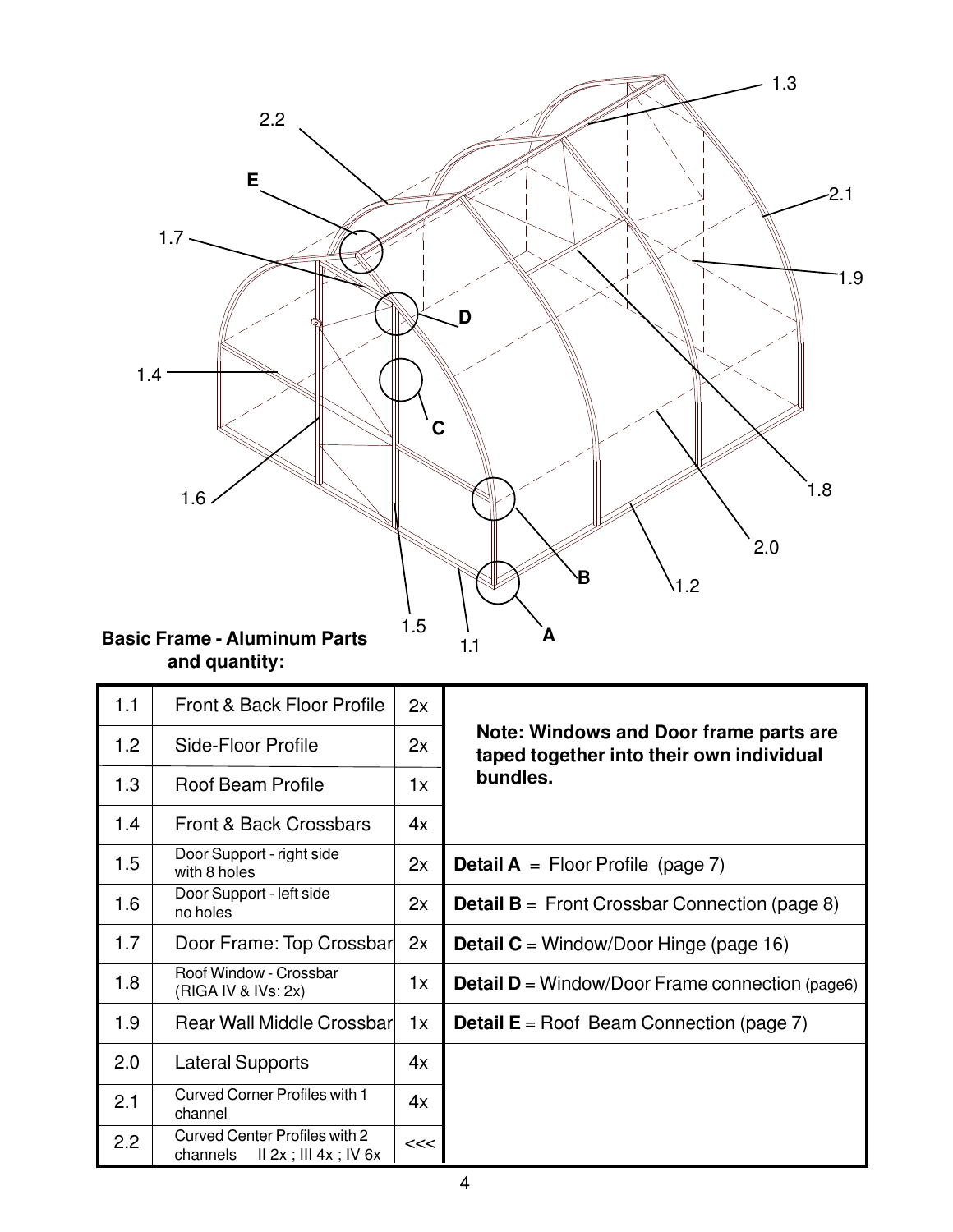**Basic Frame - Aluminum Parts and quantity:**

| | | | |
|---|---|---|---|
| 1.1 | Front & Back Floor Profile | 2x | **Note: Windows and Door frame parts are taped together into their own individual bundles.** |
| 1.2 | Side-Floor Profile | 2x | |
| 1.3 | Roof Beam Profile | 1x | |
| 1.4 | Front & Back Crossbars | 4x | |
| 1.5 | Door Support - right side with 8 holes | 2x | **Detail A** = Floor Profile (page 7) |
| 1.6 | Door Support - left side no holes | 2x | **Detail B** = Front Crossbar Connection (page 8) |
| 1.7 | Door Frame: Top Crossbar | 2x | **Detail C** = Window/Door Hinge (page 16) |
| 1.8 | Roof Window - Crossbar (RIGA IV & IVs: 2x) | 1x | **Detail D** = Window/Door Frame connection (page6) |
| 1.9 | Rear Wall Middle Crossbar | 1x | **Detail E** = Roof Beam Connection (page 7) |
| 2.0 | Lateral Supports | 4x | |
| 2.1 | Curved Corner Profiles with 1 channel | 4x | |
| 2.2 | Curved Center Profiles with 2 channels II 2x ; III 4x ; IV 6x | <<< | |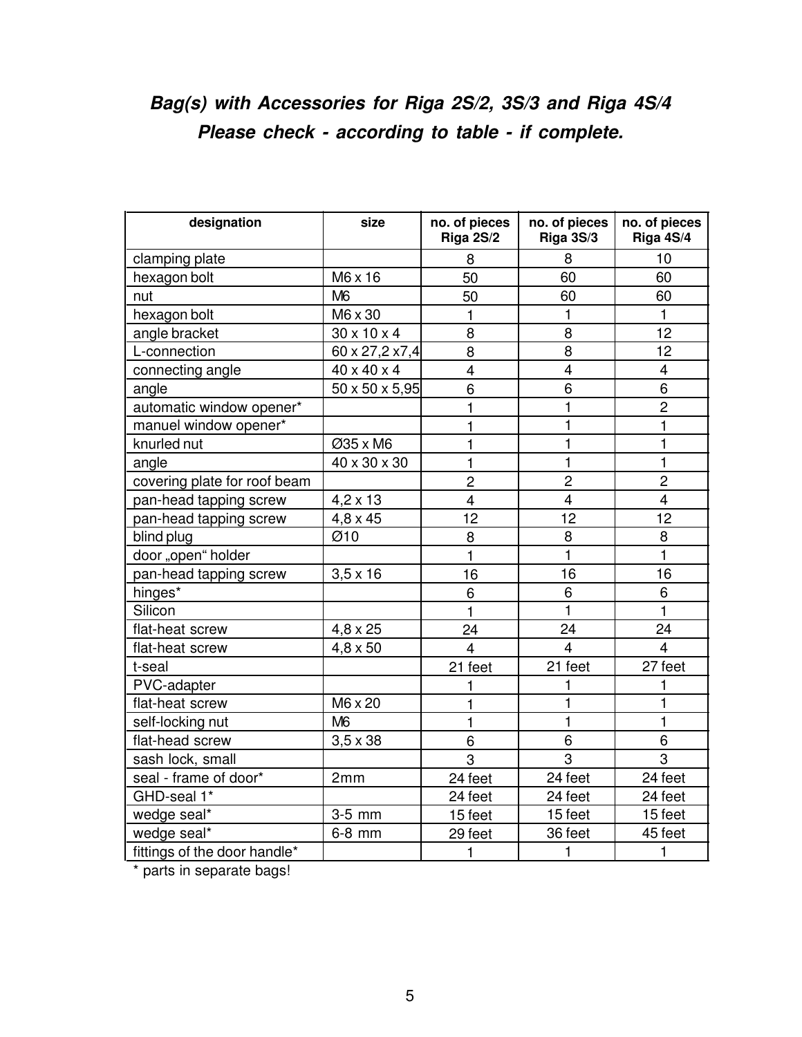## *Bag(s) with Accessories for Riga 2S/2, 3S/3 and Riga 4S/4*
## *Please check - according to table - if complete.*

| designation | size | no. of pieces Riga 2S/2 | no. of pieces Riga 3S/3 | no. of pieces Riga 4S/4 |
|---|---|---|---|---|
| clamping plate | | 8 | 8 | 10 |
| hexagon bolt | M6 x 16 | 50 | 60 | 60 |
| nut | M6 | 50 | 60 | 60 |
| hexagon bolt | M6 x 30 | 1 | 1 | 1 |
| angle bracket | 30 x 10 x 4 | 8 | 8 | 12 |
| L-connection | 60 x 27,2 x7,4 | 8 | 8 | 12 |
| connecting angle | 40 x 40 x 4 | 4 | 4 | 4 |
| angle | 50 x 50 x 5,95 | 6 | 6 | 6 |
| automatic window opener* | | 1 | 1 | 2 |
| manuel window opener* | | 1 | 1 | 1 |
| knurled nut | Ø35 x M6 | 1 | 1 | 1 |
| angle | 40 x 30 x 30 | 1 | 1 | 1 |
| covering plate for roof beam | | 2 | 2 | 2 |
| pan-head tapping screw | 4,2 x 13 | 4 | 4 | 4 |
| pan-head tapping screw | 4,8 x 45 | 12 | 12 | 12 |
| blind plug | Ø10 | 8 | 8 | 8 |
| door „open" holder | | 1 | 1 | 1 |
| pan-head tapping screw | 3,5 x 16 | 16 | 16 | 16 |
| hinges* | | 6 | 6 | 6 |
| Silicon | | 1 | 1 | 1 |
| flat-heat screw | 4,8 x 25 | 24 | 24 | 24 |
| flat-heat screw | 4,8 x 50 | 4 | 4 | 4 |
| t-seal | | 21 feet | 21 feet | 27 feet |
| PVC-adapter | | 1 | 1 | 1 |
| flat-heat screw | M6 x 20 | 1 | 1 | 1 |
| self-locking nut | M6 | 1 | 1 | 1 |
| flat-head screw | 3,5 x 38 | 6 | 6 | 6 |
| sash lock, small | | 3 | 3 | 3 |
| seal - frame of door* | 2mm | 24 feet | 24 feet | 24 feet |
| GHD-seal 1* | | 24 feet | 24 feet | 24 feet |
| wedge seal* | 3-5 mm | 15 feet | 15 feet | 15 feet |
| wedge seal* | 6-8 mm | 29 feet | 36 feet | 45 feet |
| fittings of the door handle* | | 1 | 1 | 1 |

\* parts in separate bags!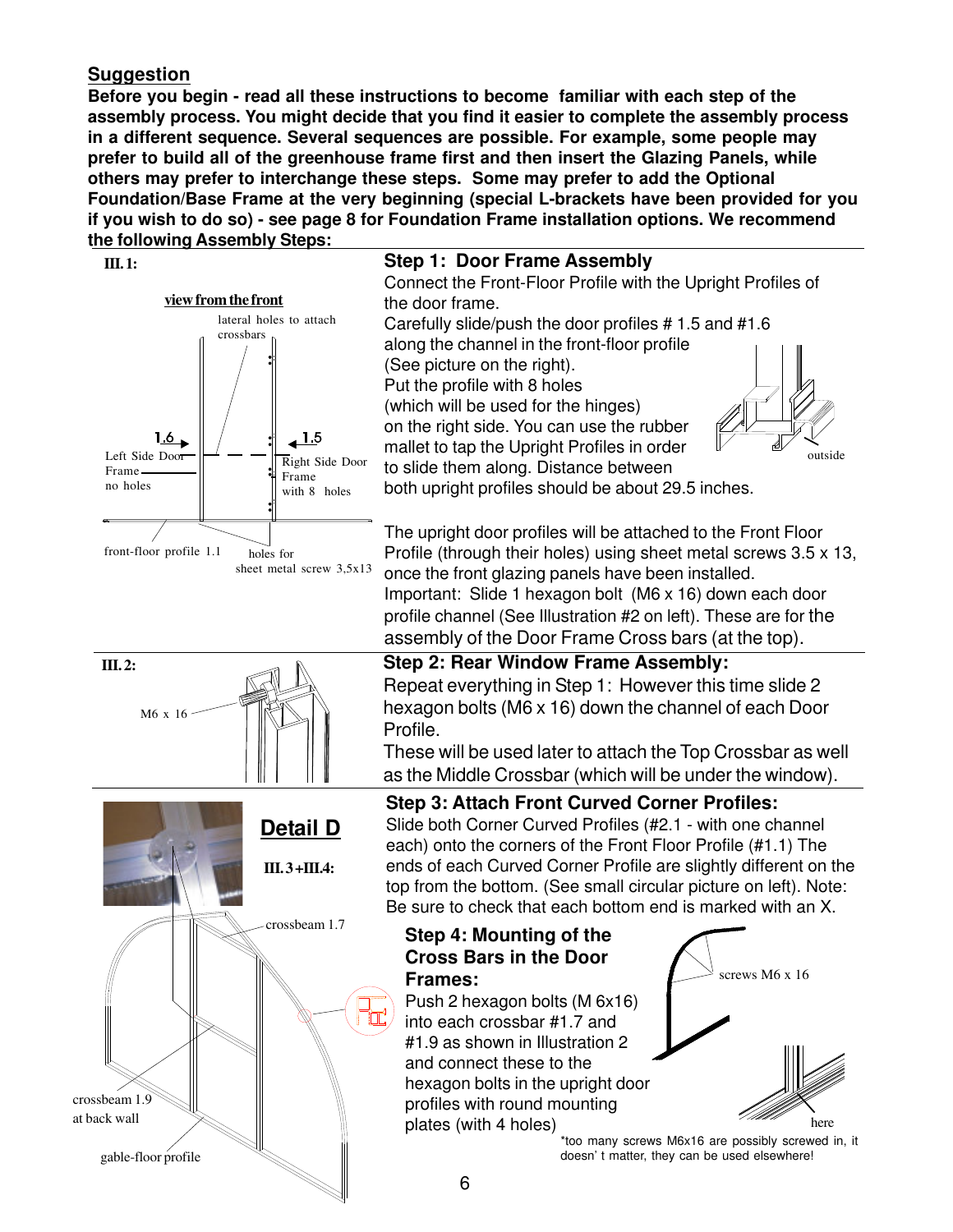## Suggestion

**Before you begin - read all these instructions to become familiar with each step of the assembly process. You might decide that you find it easier to complete the assembly process in a different sequence. Several sequences are possible. For example, some people may prefer to build all of the greenhouse frame first and then insert the Glazing Panels, while others may prefer to interchange these steps. Some may prefer to add the Optional Foundation/Base Frame at the very beginning (special L-brackets have been provided for you if you wish to do so) - see page 8 for Foundation Frame installation options. We recommend the following Assembly Steps:**

**Ill. 1:**

view from the front

lateral holes to attach crossbars

1.6 — Left Side Door Frame no holes

1.5 — Right Side Door Frame with 8 holes

front-floor profile 1.1

holes for sheet metal screw 3,5x13

### Step 1: Door Frame Assembly

Connect the Front-Floor Profile with the Upright Profiles of the door frame.

Carefully slide/push the door profiles # 1.5 and #1.6 along the channel in the front-floor profile (See picture on the right). Put the profile with 8 holes (which will be used for the hinges) on the right side. You can use the rubber mallet to tap the Upright Profiles in order to slide them along. Distance between both upright profiles should be about 29.5 inches.

outside

The upright door profiles will be attached to the Front Floor Profile (through their holes) using sheet metal screws 3.5 x 13, once the front glazing panels have been installed.
Important: Slide 1 hexagon bolt (M6 x 16) down each door profile channel (See Illustration #2 on left). These are for the assembly of the Door Frame Cross bars (at the top).

**Ill. 2:**

M6 x 16

### Step 2: Rear Window Frame Assembly:

Repeat everything in Step 1: However this time slide 2 hexagon bolts (M6 x 16) down the channel of each Door Profile.
These will be used later to attach the Top Crossbar as well as the Middle Crossbar (which will be under the window).

**Detail D**

**Ill. 3 + Ill. 4:**

crossbeam 1.7

crossbeam 1.9 at back wall

gable-floor profile

### Step 3: Attach Front Curved Corner Profiles:

Slide both Corner Curved Profiles (#2.1 - with one channel each) onto the corners of the Front Floor Profile (#1.1) The ends of each Curved Corner Profile are slightly different on the top from the bottom. (See small circular picture on left). Note: Be sure to check that each bottom end is marked with an X.

### Step 4: Mounting of the Cross Bars in the Door Frames:

Push 2 hexagon bolts (M 6x16) into each crossbar #1.7 and #1.9 as shown in Illustration 2 and connect these to the hexagon bolts in the upright door profiles with round mounting plates (with 4 holes)

screws M6 x 16

here

*too many screws M6x16 are possibly screwed in, it doesn' t matter, they can be used elsewhere!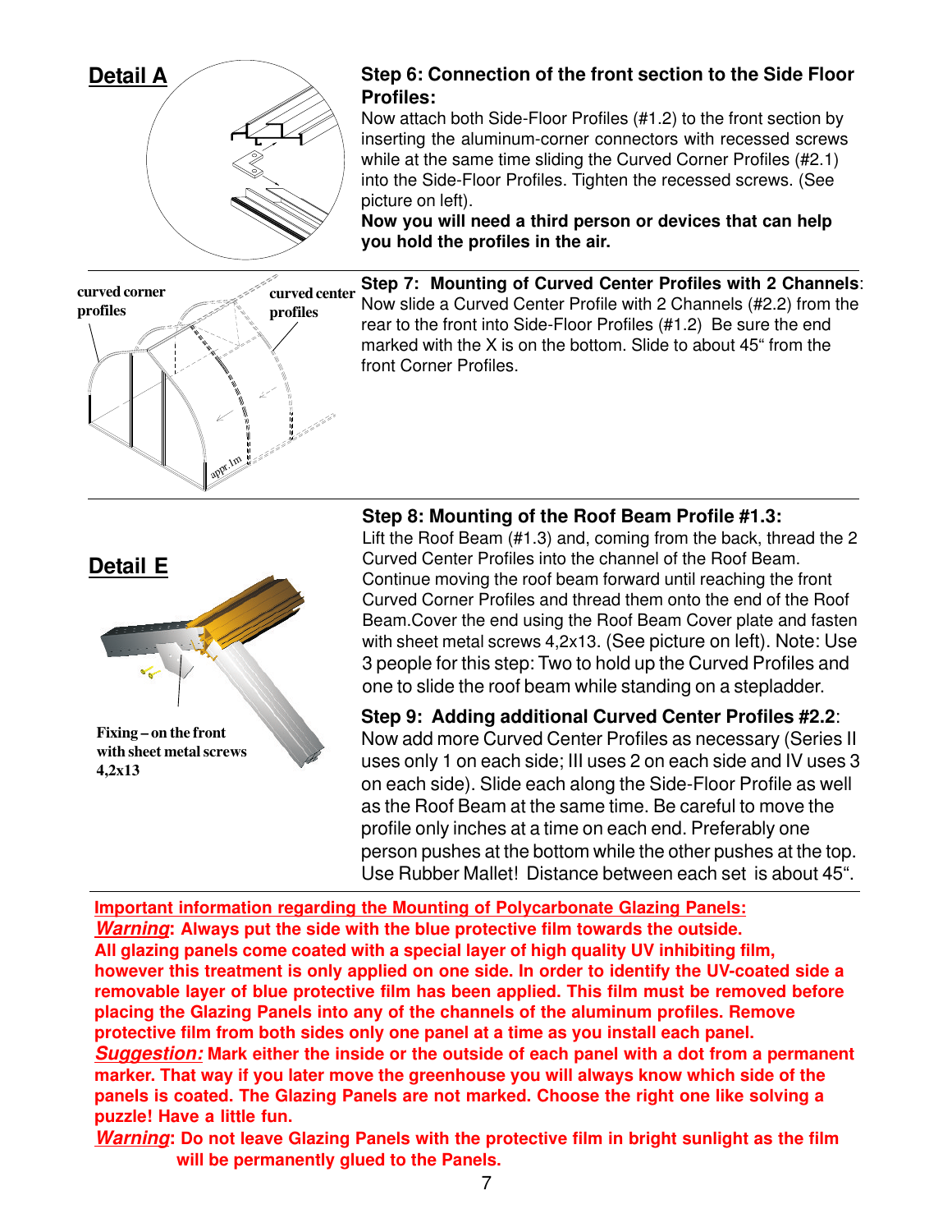**Detail A**

### Step 6: Connection of the front section to the Side Floor Profiles:

Now attach both Side-Floor Profiles (#1.2) to the front section by inserting the aluminum-corner connectors with recessed screws while at the same time sliding the Curved Corner Profiles (#2.1) into the Side-Floor Profiles. Tighten the recessed screws. (See picture on left).

**Now you will need a third person or devices that can help you hold the profiles in the air.**

curved corner profiles

curved center profiles

appr. 1m

### Step 7: Mounting of Curved Center Profiles with 2 Channels:

Now slide a Curved Center Profile with 2 Channels (#2.2) from the rear to the front into Side-Floor Profiles (#1.2) Be sure the end marked with the X is on the bottom. Slide to about 45" from the front Corner Profiles.

**Detail E**

Fixing – on the front with sheet metal screws 4,2x13

### Step 8: Mounting of the Roof Beam Profile #1.3:

Lift the Roof Beam (#1.3) and, coming from the back, thread the 2 Curved Center Profiles into the channel of the Roof Beam. Continue moving the roof beam forward until reaching the front Curved Corner Profiles and thread them onto the end of the Roof Beam.Cover the end using the Roof Beam Cover plate and fasten with sheet metal screws 4,2x13. (See picture on left). Note: Use 3 people for this step: Two to hold up the Curved Profiles and one to slide the roof beam while standing on a stepladder.

### Step 9: Adding additional Curved Center Profiles #2.2:

Now add more Curved Center Profiles as necessary (Series II uses only 1 on each side; III uses 2 on each side and IV uses 3 on each side). Slide each along the Side-Floor Profile as well as the Roof Beam at the same time. Be careful to move the profile only inches at a time on each end. Preferably one person pushes at the bottom while the other pushes at the top. Use Rubber Mallet! Distance between each set is about 45".

**Important information regarding the Mounting of Polycarbonate Glazing Panels:**

***Warning*: Always put the side with the blue protective film towards the outside.**
**All glazing panels come coated with a special layer of high quality UV inhibiting film, however this treatment is only applied on one side. In order to identify the UV-coated side a removable layer of blue protective film has been applied. This film must be removed before placing the Glazing Panels into any of the channels of the aluminum profiles. Remove protective film from both sides only one panel at a time as you install each panel.**

***Suggestion:* Mark either the inside or the outside of each panel with a dot from a permanent marker. That way if you later move the greenhouse you will always know which side of the panels is coated. The Glazing Panels are not marked. Choose the right one like solving a puzzle! Have a little fun.**

***Warning*: Do not leave Glazing Panels with the protective film in bright sunlight as the film will be permanently glued to the Panels.**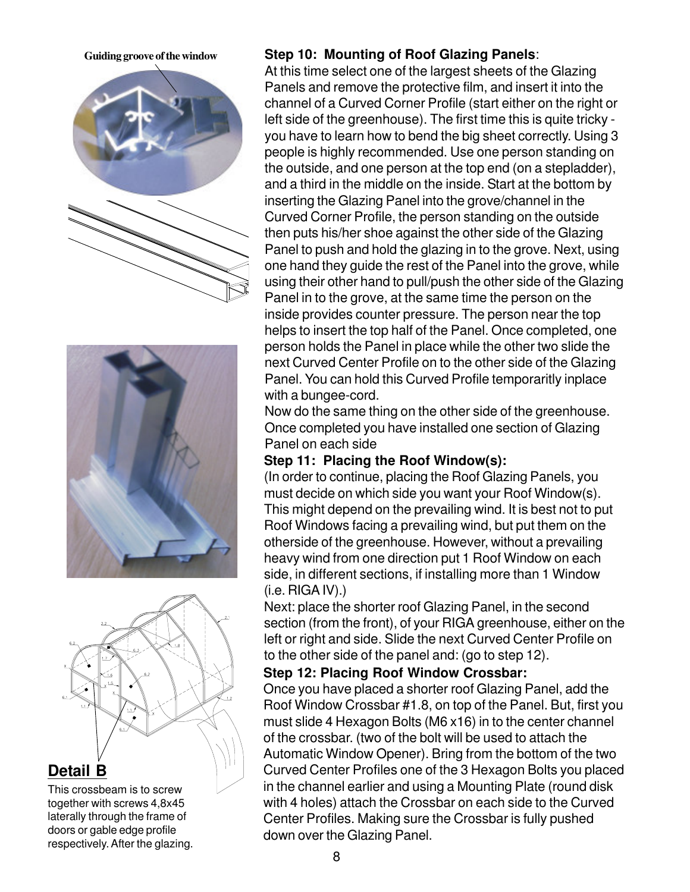Guiding groove of the window

**Detail B**

This crossbeam is to screw together with screws 4,8x45 laterally through the frame of doors or gable edge profile respectively. After the glazing.

**Step 10: Mounting of Roof Glazing Panels**:

At this time select one of the largest sheets of the Glazing Panels and remove the protective film, and insert it into the channel of a Curved Corner Profile (start either on the right or left side of the greenhouse). The first time this is quite tricky - you have to learn how to bend the big sheet correctly. Using 3 people is highly recommended. Use one person standing on the outside, and one person at the top end (on a stepladder), and a third in the middle on the inside. Start at the bottom by inserting the Glazing Panel into the grove/channel in the Curved Corner Profile, the person standing on the outside then puts his/her shoe against the other side of the Glazing Panel to push and hold the glazing in to the grove. Next, using one hand they guide the rest of the Panel into the grove, while using their other hand to pull/push the other side of the Glazing Panel in to the grove, at the same time the person on the inside provides counter pressure. The person near the top helps to insert the top half of the Panel. Once completed, one person holds the Panel in place while the other two slide the next Curved Center Profile on to the other side of the Glazing Panel. You can hold this Curved Profile temporaritly inplace with a bungee-cord.

Now do the same thing on the other side of the greenhouse. Once completed you have installed one section of Glazing Panel on each side

**Step 11: Placing the Roof Window(s):**

(In order to continue, placing the Roof Glazing Panels, you must decide on which side you want your Roof Window(s). This might depend on the prevailing wind. It is best not to put Roof Windows facing a prevailing wind, but put them on the otherside of the greenhouse. However, without a prevailing heavy wind from one direction put 1 Roof Window on each side, in different sections, if installing more than 1 Window (i.e. RIGA IV).)

Next: place the shorter roof Glazing Panel, in the second section (from the front), of your RIGA greenhouse, either on the left or right and side. Slide the next Curved Center Profile on to the other side of the panel and: (go to step 12).

**Step 12: Placing Roof Window Crossbar:**

Once you have placed a shorter roof Glazing Panel, add the Roof Window Crossbar #1.8, on top of the Panel. But, first you must slide 4 Hexagon Bolts (M6 x16) in to the center channel of the crossbar. (two of the bolt will be used to attach the Automatic Window Opener). Bring from the bottom of the two Curved Center Profiles one of the 3 Hexagon Bolts you placed in the channel earlier and using a Mounting Plate (round disk with 4 holes) attach the Crossbar on each side to the Curved Center Profiles. Making sure the Crossbar is fully pushed down over the Glazing Panel.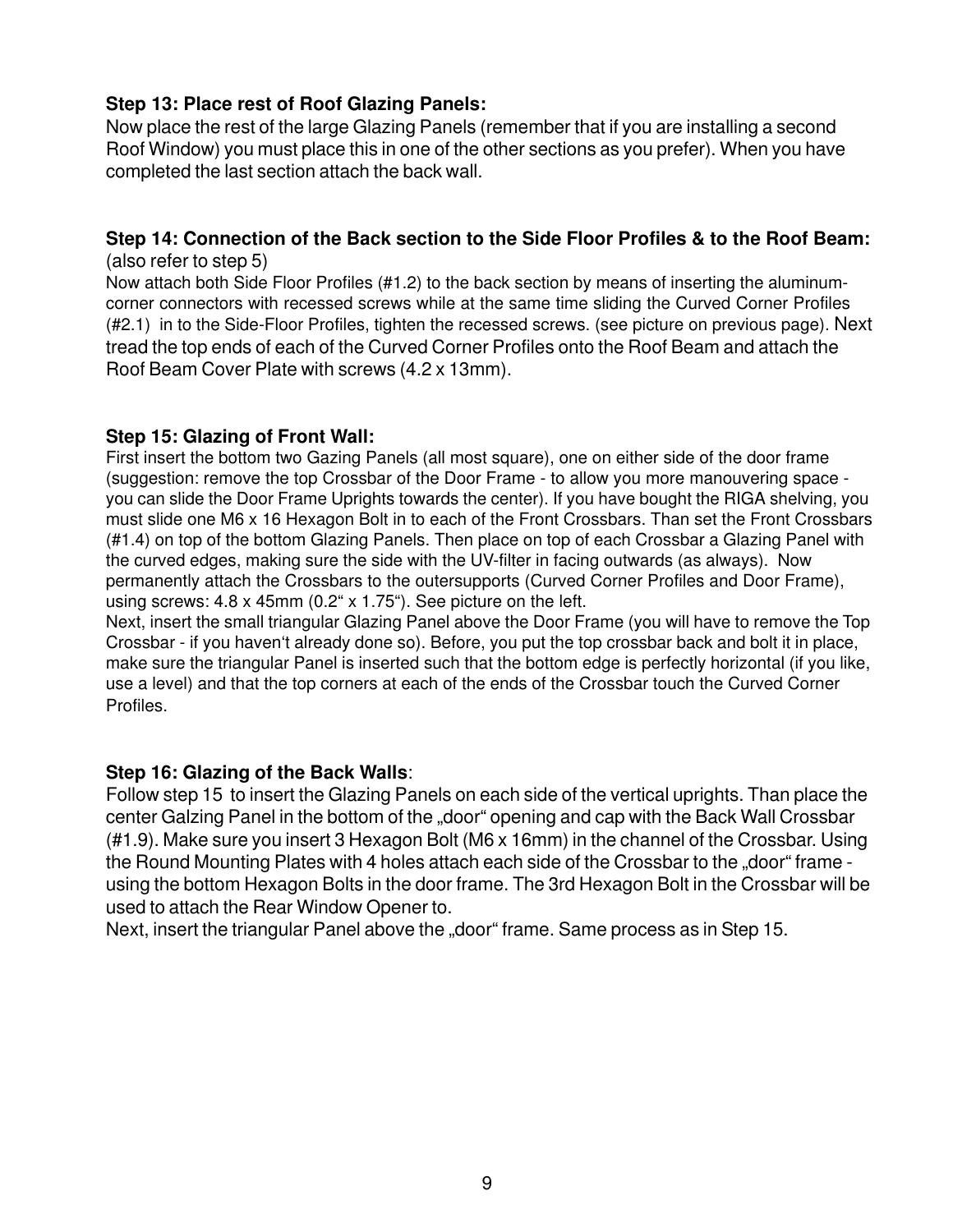**Step 13: Place rest of Roof Glazing Panels:**

Now place the rest of the large Glazing Panels (remember that if you are installing a second Roof Window) you must place this in one of the other sections as you prefer). When you have completed the last section attach the back wall.

**Step 14: Connection of the Back section to the Side Floor Profiles & to the Roof Beam:**
(also refer to step 5)

Now attach both Side Floor Profiles (#1.2) to the back section by means of inserting the aluminum-corner connectors with recessed screws while at the same time sliding the Curved Corner Profiles (#2.1) in to the Side-Floor Profiles, tighten the recessed screws. (see picture on previous page). Next tread the top ends of each of the Curved Corner Profiles onto the Roof Beam and attach the Roof Beam Cover Plate with screws (4.2 x 13mm).

**Step 15: Glazing of Front Wall:**

First insert the bottom two Gazing Panels (all most square), one on either side of the door frame (suggestion: remove the top Crossbar of the Door Frame - to allow you more manouvering space - you can slide the Door Frame Uprights towards the center). If you have bought the RIGA shelving, you must slide one M6 x 16 Hexagon Bolt in to each of the Front Crossbars. Than set the Front Crossbars (#1.4) on top of the bottom Glazing Panels. Then place on top of each Crossbar a Glazing Panel with the curved edges, making sure the side with the UV-filter in facing outwards (as always). Now permanently attach the Crossbars to the outersupports (Curved Corner Profiles and Door Frame), using screws: 4.8 x 45mm (0.2“ x 1.75“). See picture on the left.

Next, insert the small triangular Glazing Panel above the Door Frame (you will have to remove the Top Crossbar - if you haven‘t already done so). Before, you put the top crossbar back and bolt it in place, make sure the triangular Panel is inserted such that the bottom edge is perfectly horizontal (if you like, use a level) and that the top corners at each of the ends of the Crossbar touch the Curved Corner Profiles.

**Step 16: Glazing of the Back Walls**:

Follow step 15 to insert the Glazing Panels on each side of the vertical uprights. Than place the center Galzing Panel in the bottom of the „door“ opening and cap with the Back Wall Crossbar (#1.9). Make sure you insert 3 Hexagon Bolt (M6 x 16mm) in the channel of the Crossbar. Using the Round Mounting Plates with 4 holes attach each side of the Crossbar to the „door“ frame - using the bottom Hexagon Bolts in the door frame. The 3rd Hexagon Bolt in the Crossbar will be used to attach the Rear Window Opener to.

Next, insert the triangular Panel above the „door“ frame. Same process as in Step 15.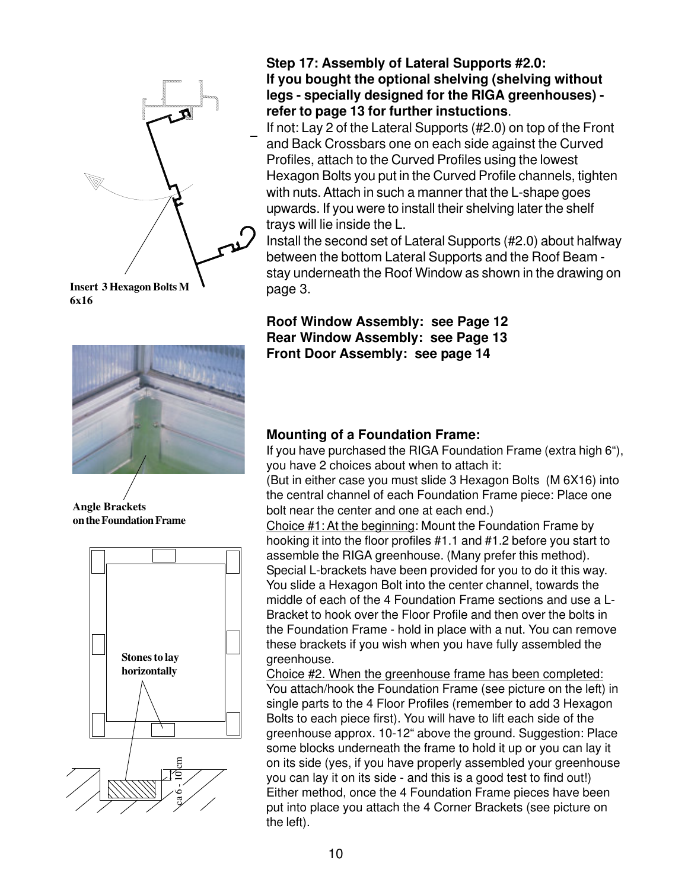**Insert 3 Hexagon Bolts M 6x16**

**Angle Brackets on the Foundation Frame**

**Stones to lay horizontally**

ca 6 - 10cm

### Step 17: Assembly of Lateral Supports #2.0: If you bought the optional shelving (shelving without legs - specially designed for the RIGA greenhouses) - refer to page 13 for further instuctions.

If not: Lay 2 of the Lateral Supports (#2.0) on top of the Front and Back Crossbars one on each side against the Curved Profiles, attach to the Curved Profiles using the lowest Hexagon Bolts you put in the Curved Profile channels, tighten with nuts. Attach in such a manner that the L-shape goes upwards. If you were to install their shelving later the shelf trays will lie inside the L.

Install the second set of Lateral Supports (#2.0) about halfway between the bottom Lateral Supports and the Roof Beam - stay underneath the Roof Window as shown in the drawing on page 3.

**Roof Window Assembly: see Page 12**
**Rear Window Assembly: see Page 13**
**Front Door Assembly: see page 14**

### Mounting of a Foundation Frame:

If you have purchased the RIGA Foundation Frame (extra high 6"), you have 2 choices about when to attach it:

(But in either case you must slide 3 Hexagon Bolts (M 6X16) into the central channel of each Foundation Frame piece: Place one bolt near the center and one at each end.)

Choice #1: At the beginning: Mount the Foundation Frame by hooking it into the floor profiles #1.1 and #1.2 before you start to assemble the RIGA greenhouse. (Many prefer this method). Special L-brackets have been provided for you to do it this way. You slide a Hexagon Bolt into the center channel, towards the middle of each of the 4 Foundation Frame sections and use a L-Bracket to hook over the Floor Profile and then over the bolts in the Foundation Frame - hold in place with a nut. You can remove these brackets if you wish when you have fully assembled the greenhouse.

Choice #2. When the greenhouse frame has been completed: You attach/hook the Foundation Frame (see picture on the left) in single parts to the 4 Floor Profiles (remember to add 3 Hexagon Bolts to each piece first). You will have to lift each side of the greenhouse approx. 10-12" above the ground. Suggestion: Place some blocks underneath the frame to hold it up or you can lay it on its side (yes, if you have properly assembled your greenhouse you can lay it on its side - and this is a good test to find out!) Either method, once the 4 Foundation Frame pieces have been put into place you attach the 4 Corner Brackets (see picture on the left).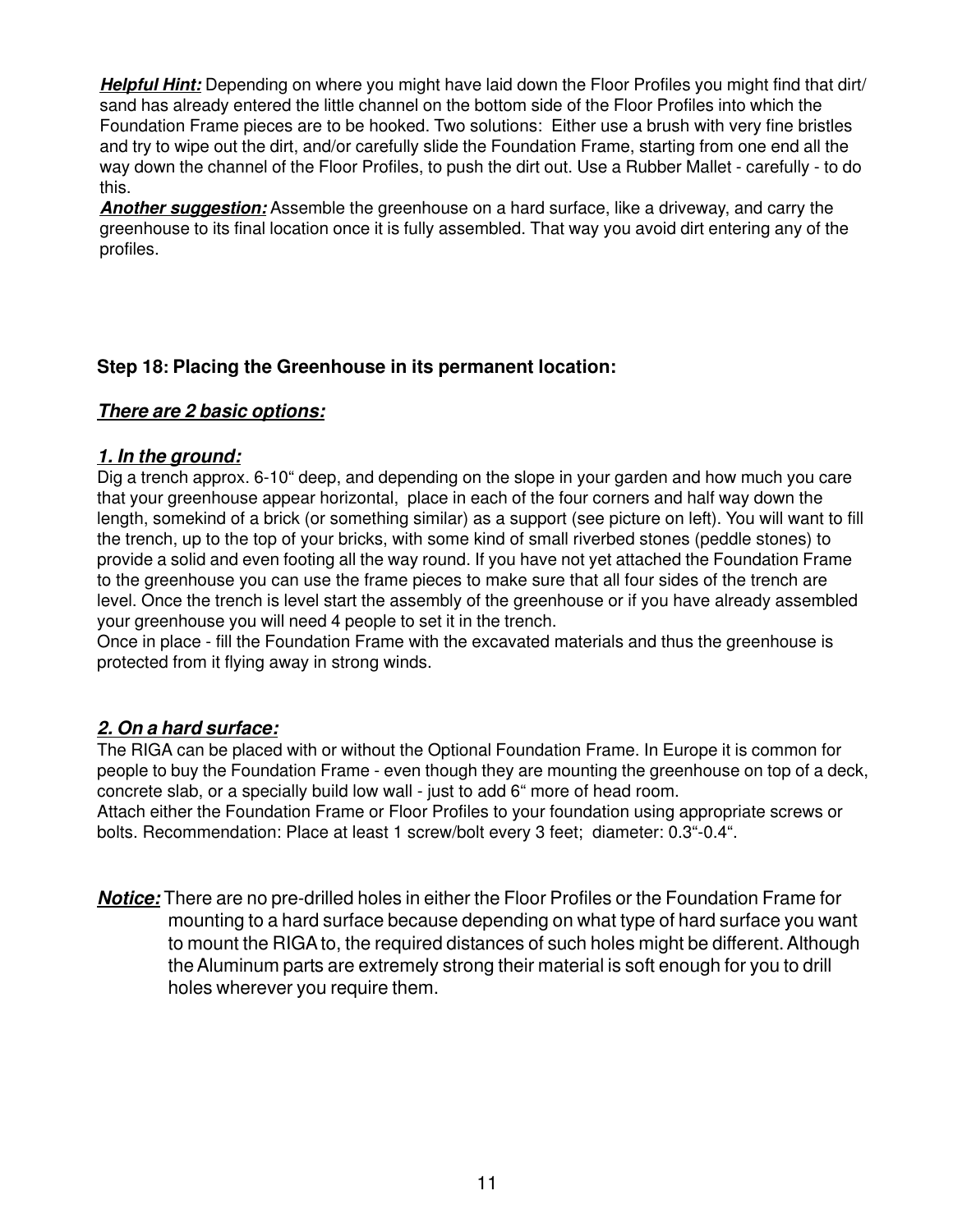***Helpful Hint:*** Depending on where you might have laid down the Floor Profiles you might find that dirt/sand has already entered the little channel on the bottom side of the Floor Profiles into which the Foundation Frame pieces are to be hooked. Two solutions: Either use a brush with very fine bristles and try to wipe out the dirt, and/or carefully slide the Foundation Frame, starting from one end all the way down the channel of the Floor Profiles, to push the dirt out. Use a Rubber Mallet - carefully - to do this.

***Another suggestion:*** Assemble the greenhouse on a hard surface, like a driveway, and carry the greenhouse to its final location once it is fully assembled. That way you avoid dirt entering any of the profiles.

## Step 18: Placing the Greenhouse in its permanent location:

***There are 2 basic options:***

### *1. In the ground:*

Dig a trench approx. 6-10" deep, and depending on the slope in your garden and how much you care that your greenhouse appear horizontal, place in each of the four corners and half way down the length, somekind of a brick (or something similar) as a support (see picture on left). You will want to fill the trench, up to the top of your bricks, with some kind of small riverbed stones (peddle stones) to provide a solid and even footing all the way round. If you have not yet attached the Foundation Frame to the greenhouse you can use the frame pieces to make sure that all four sides of the trench are level. Once the trench is level start the assembly of the greenhouse or if you have already assembled your greenhouse you will need 4 people to set it in the trench.
Once in place - fill the Foundation Frame with the excavated materials and thus the greenhouse is protected from it flying away in strong winds.

### *2. On a hard surface:*

The RIGA can be placed with or without the Optional Foundation Frame. In Europe it is common for people to buy the Foundation Frame - even though they are mounting the greenhouse on top of a deck, concrete slab, or a specially build low wall - just to add 6" more of head room.
Attach either the Foundation Frame or Floor Profiles to your foundation using appropriate screws or bolts. Recommendation: Place at least 1 screw/bolt every 3 feet; diameter: 0.3"-0.4".

***Notice:*** There are no pre-drilled holes in either the Floor Profiles or the Foundation Frame for mounting to a hard surface because depending on what type of hard surface you want to mount the RIGA to, the required distances of such holes might be different. Although the Aluminum parts are extremely strong their material is soft enough for you to drill holes wherever you require them.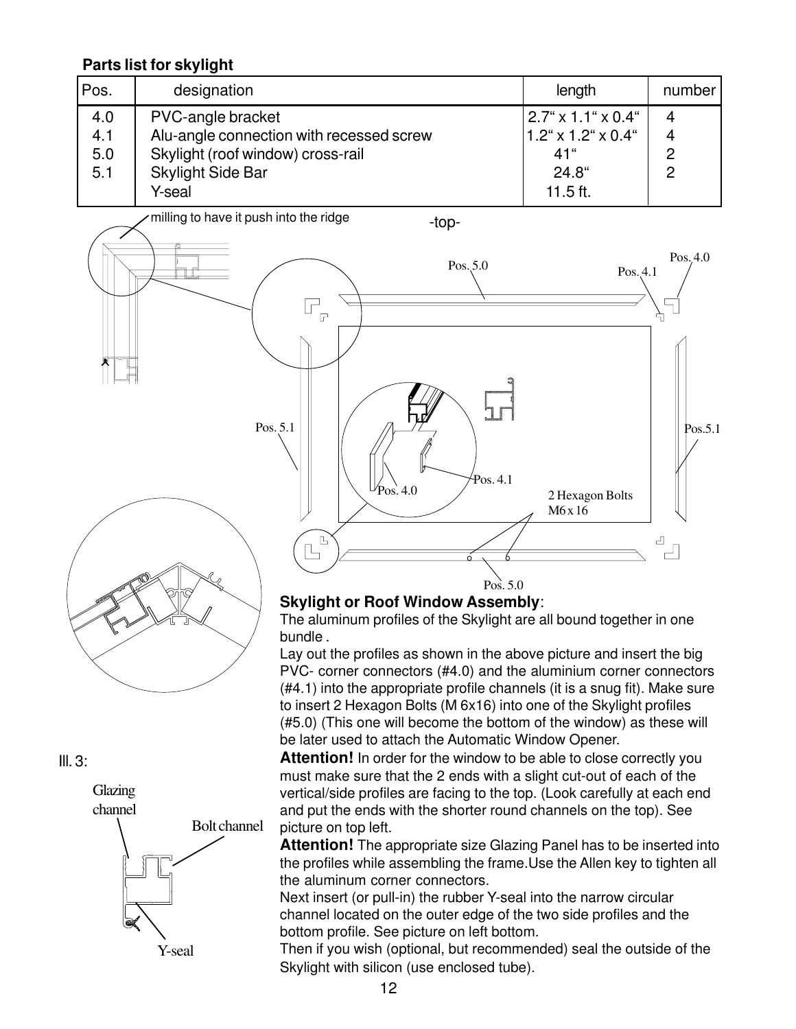**Parts list for skylight**

| Pos. | designation | length | number |
|---|---|---|---|
| 4.0 | PVC-angle bracket | 2.7“ x 1.1“ x 0.4“ | 4 |
| 4.1 | Alu-angle connection with recessed screw | 1.2“ x 1.2“ x 0.4“ | 4 |
| 5.0 | Skylight (roof window) cross-rail | 41“ | 2 |
| 5.1 | Skylight Side Bar | 24.8“ | 2 |
| | Y-seal | 11.5 ft. | |

milling to have it push into the ridge

-top-

Pos. 5.0 Pos. 4.1 Pos. 4.0

Pos. 5.1 Pos.5.1

Pos. 4.0 Pos. 4.1

2 Hexagon Bolts M6 x 16

Pos. 5.0

**Skylight or Roof Window Assembly**:

The aluminum profiles of the Skylight are all bound together in one bundle .

Lay out the profiles as shown in the above picture and insert the big PVC- corner connectors (#4.0) and the aluminium corner connectors (#4.1) into the appropriate profile channels (it is a snug fit). Make sure to insert 2 Hexagon Bolts (M 6x16) into one of the Skylight profiles (#5.0) (This one will become the bottom of the window) as these will be later used to attach the Automatic Window Opener.

**Attention!** In order for the window to be able to close correctly you must make sure that the 2 ends with a slight cut-out of each of the vertical/side profiles are facing to the top. (Look carefully at each end and put the ends with the shorter round channels on the top). See picture on top left.

**Attention!** The appropriate size Glazing Panel has to be inserted into the profiles while assembling the frame.Use the Allen key to tighten all the aluminum corner connectors.

Next insert (or pull-in) the rubber Y-seal into the narrow circular channel located on the outer edge of the two side profiles and the bottom profile. See picture on left bottom.

Then if you wish (optional, but recommended) seal the outside of the Skylight with silicon (use enclosed tube).

Ill. 3:

Glazing channel

Bolt channel

Y-seal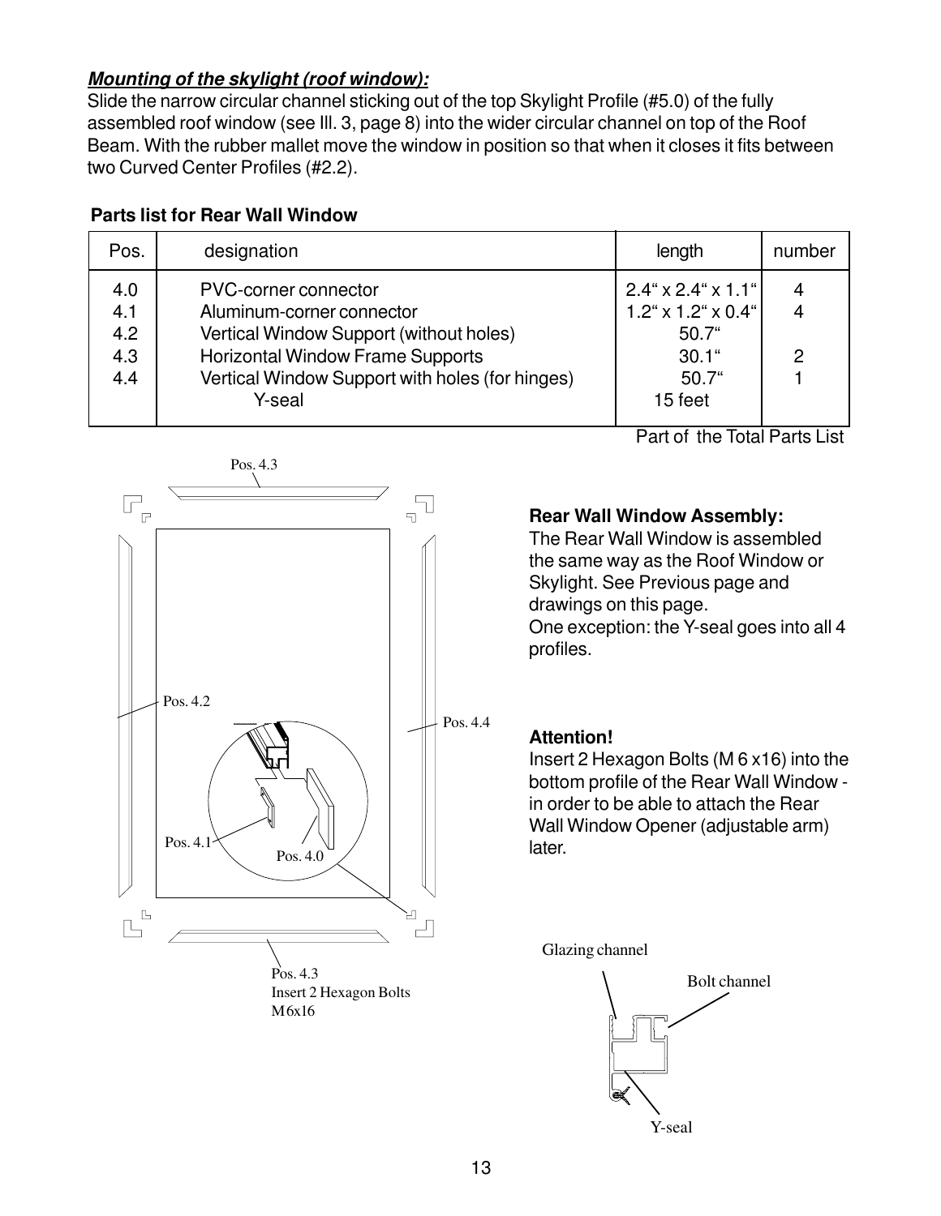***Mounting of the skylight (roof window):***

Slide the narrow circular channel sticking out of the top Skylight Profile (#5.0) of the fully assembled roof window (see Ill. 3, page 8) into the wider circular channel on top of the Roof Beam. With the rubber mallet move the window in position so that when it closes it fits between two Curved Center Profiles (#2.2).

**Parts list for Rear Wall Window**

| Pos. | designation | length | number |
|---|---|---|---|
| 4.0 | PVC-corner connector | 2.4“ x 2.4“ x 1.1“ | 4 |
| 4.1 | Aluminum-corner connector | 1.2“ x 1.2“ x 0.4“ | 4 |
| 4.2 | Vertical Window Support (without holes) | 50.7“ | |
| 4.3 | Horizontal Window Frame Supports | 30.1“ | 2 |
| 4.4 | Vertical Window Support with holes (for hinges) | 50.7“ | 1 |
| | Y-seal | 15 feet | |

Part of the Total Parts List

Pos. 4.3

Pos. 4.2

Pos. 4.4

Pos. 4.1

Pos. 4.0

Pos. 4.3
Insert 2 Hexagon Bolts
M6x16

**Rear Wall Window Assembly:**

The Rear Wall Window is assembled the same way as the Roof Window or Skylight. See Previous page and drawings on this page.

One exception: the Y-seal goes into all 4 profiles.

**Attention!**

Insert 2 Hexagon Bolts (M 6 x16) into the bottom profile of the Rear Wall Window - in order to be able to attach the Rear Wall Window Opener (adjustable arm) later.

Glazing channel

Bolt channel

Y-seal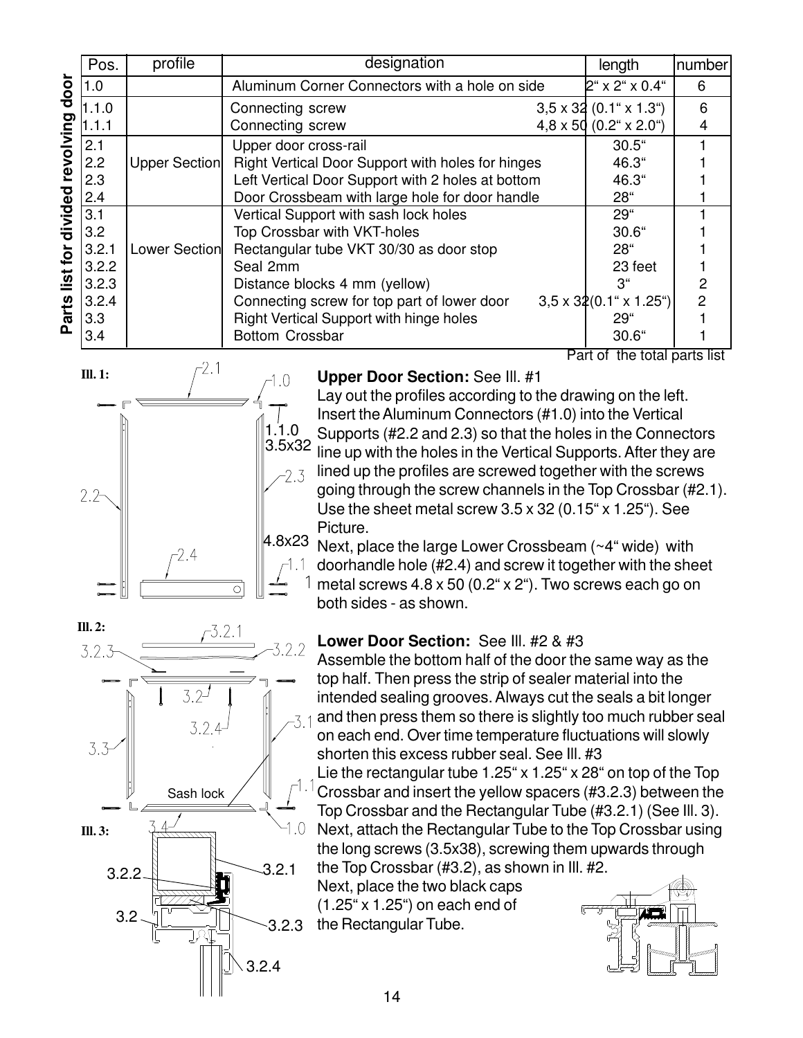**Parts list for divided revolving door**

| Pos. | profile | designation | length | number |
|---|---|---|---|---|
| 1.0 | | Aluminum Corner Connectors with a hole on side | 2" x 2" x 0.4" | 6 |
| 1.1.0 | | Connecting screw | 3,5 x 32 (0.1" x 1.3") | 6 |
| 1.1.1 | | Connecting screw | 4,8 x 50 (0.2" x 2.0") | 4 |
| 2.1 | Upper Section | Upper door cross-rail | 30.5" | 1 |
| 2.2 | | Right Vertical Door Support with holes for hinges | 46.3" | 1 |
| 2.3 | | Left Vertical Door Support with 2 holes at bottom | 46.3" | 1 |
| 2.4 | | Door Crossbeam with large hole for door handle | 28" | 1 |
| 3.1 | Lower Section | Vertical Support with sash lock holes | 29" | 1 |
| 3.2 | | Top Crossbar with VKT-holes | 30.6" | 1 |
| 3.2.1 | | Rectangular tube VKT 30/30 as door stop | 28" | 1 |
| 3.2.2 | | Seal 2mm | 23 feet | 1 |
| 3.2.3 | | Distance blocks 4 mm (yellow) | 3" | 2 |
| 3.2.4 | | Connecting screw for top part of lower door | 3,5 x 32 (0.1" x 1.25") | 2 |
| 3.3 | | Right Vertical Support with hinge holes | 29" | 1 |
| 3.4 | | Bottom Crossbar | 30.6" | 1 |

Part of the total parts list

**Ill. 1:**

**Upper Door Section:** See Ill. #1

Lay out the profiles according to the drawing on the left. Insert the Aluminum Connectors (#1.0) into the Vertical Supports (#2.2 and 2.3) so that the holes in the Connectors line up with the holes in the Vertical Supports. After they are lined up the profiles are screwed together with the screws going through the screw channels in the Top Crossbar (#2.1). Use the sheet metal screw 3.5 x 32 (0.15" x 1.25"). See Picture.

Next, place the large Lower Crossbeam (~4" wide) with doorhandle hole (#2.4) and screw it together with the sheet metal screws 4.8 x 50 (0.2" x 2"). Two screws each go on both sides - as shown.

**Ill. 2:**

**Ill. 3:**

**Lower Door Section:** See Ill. #2 & #3

Assemble the bottom half of the door the same way as the top half. Then press the strip of sealer material into the intended sealing grooves. Always cut the seals a bit longer and then press them so there is slightly too much rubber seal on each end. Over time temperature fluctuations will slowly shorten this excess rubber seal. See Ill. #3

Lie the rectangular tube 1.25" x 1.25" x 28" on top of the Top Crossbar and insert the yellow spacers (#3.2.3) between the Top Crossbar and the Rectangular Tube (#3.2.1) (See Ill. 3). Next, attach the Rectangular Tube to the Top Crossbar using the long screws (3.5x38), screwing them upwards through the Top Crossbar (#3.2), as shown in Ill. #2.

Next, place the two black caps (1.25" x 1.25") on each end of the Rectangular Tube.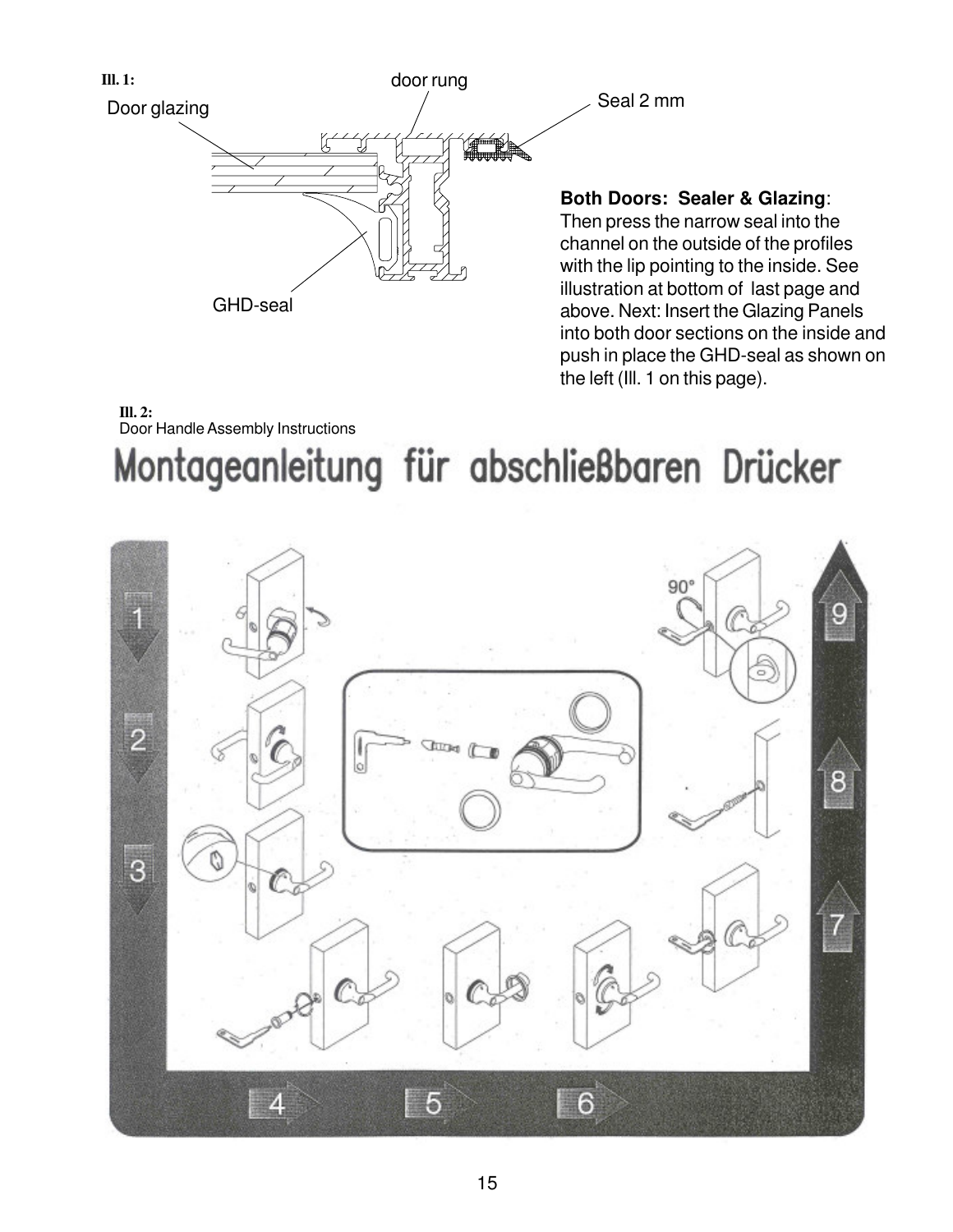**Ill. 1:**

Door glazing

door rung

Seal 2 mm

GHD-seal

**Both Doors: Sealer & Glazing**: Then press the narrow seal into the channel on the outside of the profiles with the lip pointing to the inside. See illustration at bottom of last page and above. Next: Insert the Glazing Panels into both door sections on the inside and push in place the GHD-seal as shown on the left (Ill. 1 on this page).

**Ill. 2:**
Door Handle Assembly Instructions

# Montageanleitung für abschließbaren Drücker

1 2 3 4 5 6 7 8 9

90°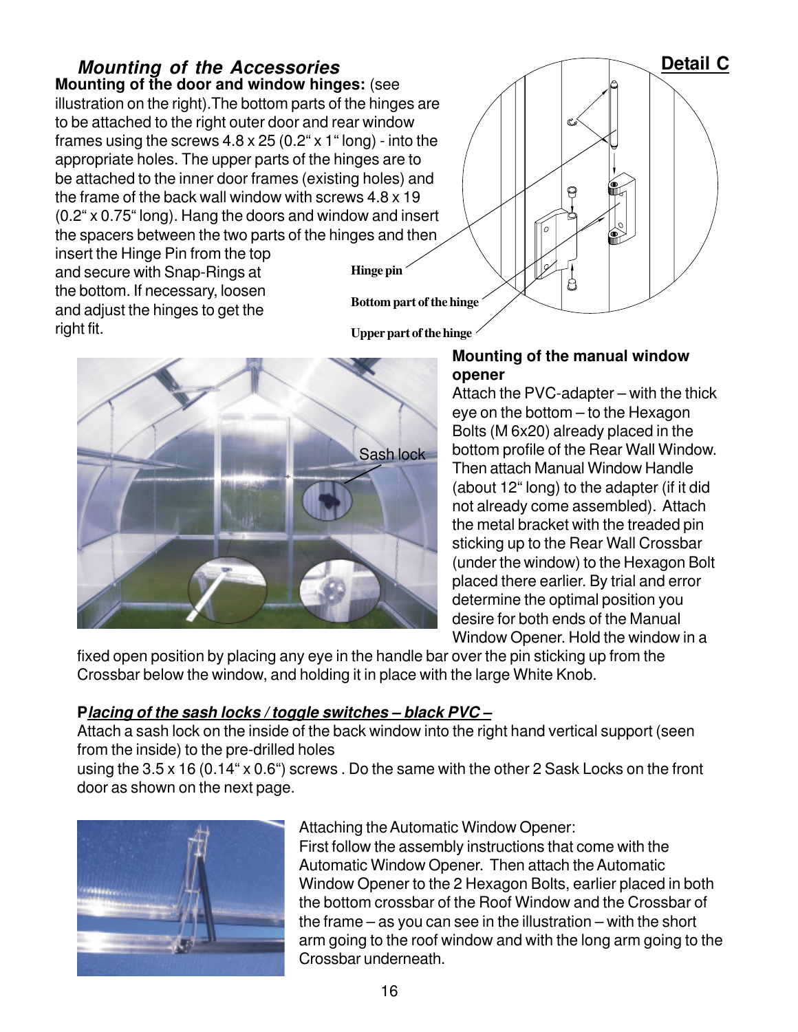## *Mounting of the Accessories*

**Detail C**

**Mounting of the door and window hinges:** (see illustration on the right).The bottom parts of the hinges are to be attached to the right outer door and rear window frames using the screws 4.8 x 25 (0.2" x 1" long) - into the appropriate holes. The upper parts of the hinges are to be attached to the inner door frames (existing holes) and the frame of the back wall window with screws 4.8 x 19 (0.2" x 0.75" long). Hang the doors and window and insert the spacers between the two parts of the hinges and then insert the Hinge Pin from the top and secure with Snap-Rings at the bottom. If necessary, loosen and adjust the hinges to get the right fit.

Hinge pin

Bottom part of the hinge

Upper part of the hinge

Sash lock

**Mounting of the manual window opener**

Attach the PVC-adapter – with the thick eye on the bottom – to the Hexagon Bolts (M 6x20) already placed in the bottom profile of the Rear Wall Window. Then attach Manual Window Handle (about 12" long) to the adapter (if it did not already come assembled). Attach the metal bracket with the treaded pin sticking up to the Rear Wall Crossbar (under the window) to the Hexagon Bolt placed there earlier. By trial and error determine the optimal position you desire for both ends of the Manual Window Opener. Hold the window in a fixed open position by placing any eye in the handle bar over the pin sticking up from the Crossbar below the window, and holding it in place with the large White Knob.

**P*lacing of the sash locks / toggle switches – black PVC –***

Attach a sash lock on the inside of the back window into the right hand vertical support (seen from the inside) to the pre-drilled holes
using the 3.5 x 16 (0.14" x 0.6") screws . Do the same with the other 2 Sask Locks on the front door as shown on the next page.

Attaching the Automatic Window Opener:
First follow the assembly instructions that come with the Automatic Window Opener. Then attach the Automatic Window Opener to the 2 Hexagon Bolts, earlier placed in both the bottom crossbar of the Roof Window and the Crossbar of the frame – as you can see in the illustration – with the short arm going to the roof window and with the long arm going to the Crossbar underneath.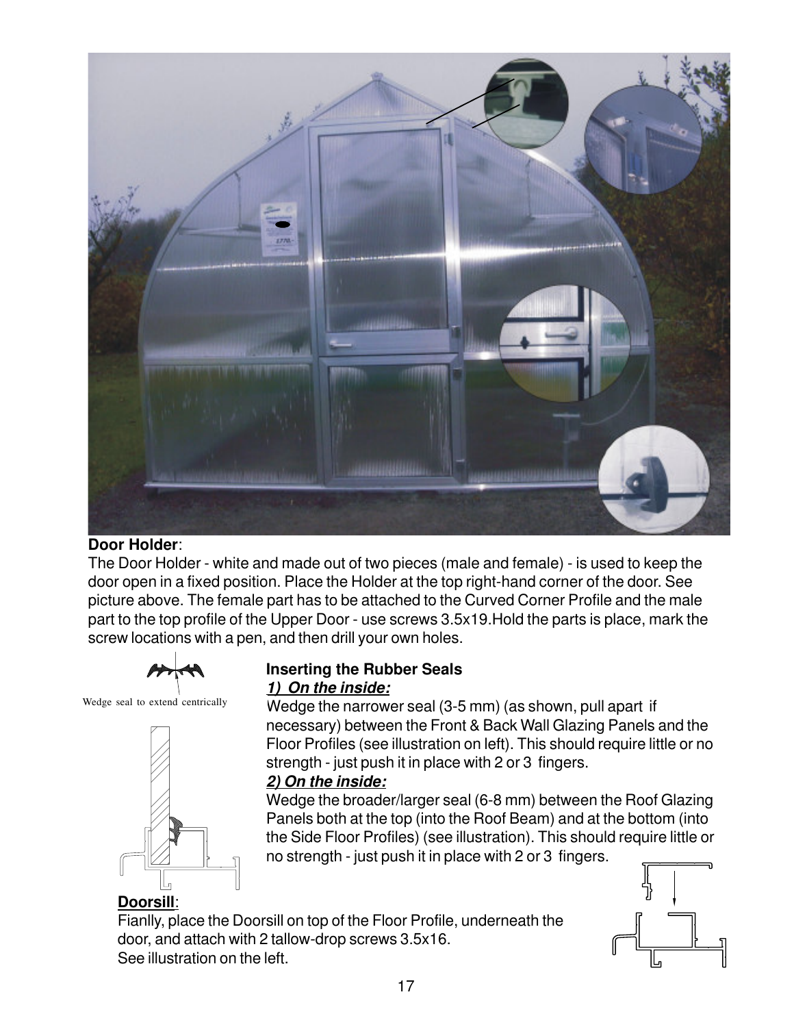**Door Holder**:
The Door Holder - white and made out of two pieces (male and female) - is used to keep the door open in a fixed position. Place the Holder at the top right-hand corner of the door. See picture above. The female part has to be attached to the Curved Corner Profile and the male part to the top profile of the Upper Door - use screws 3.5x19.Hold the parts is place, mark the screw locations with a pen, and then drill your own holes.

Wedge seal to extend centrically

**Inserting the Rubber Seals**

***1) On the inside:***

Wedge the narrower seal (3-5 mm) (as shown, pull apart if necessary) between the Front & Back Wall Glazing Panels and the Floor Profiles (see illustration on left). This should require little or no strength - just push it in place with 2 or 3 fingers.

***2) On the inside:***

Wedge the broader/larger seal (6-8 mm) between the Roof Glazing Panels both at the top (into the Roof Beam) and at the bottom (into the Side Floor Profiles) (see illustration). This should require little or no strength - just push it in place with 2 or 3 fingers.

**Doorsill**:
Fianlly, place the Doorsill on top of the Floor Profile, underneath the door, and attach with 2 tallow-drop screws 3.5x16.
See illustration on the left.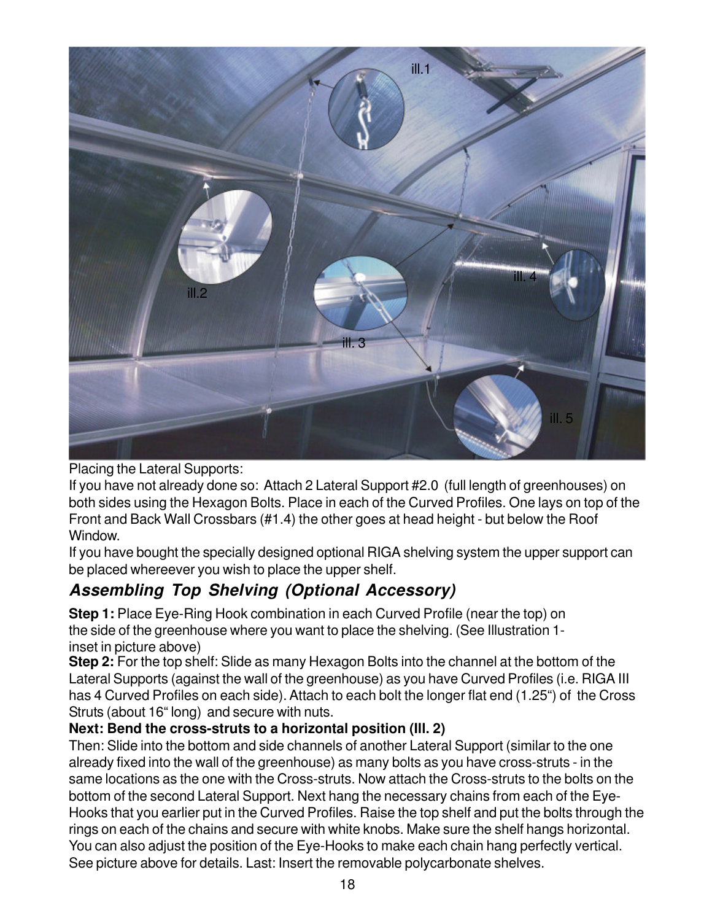Placing the Lateral Supports:

If you have not already done so: Attach 2 Lateral Support #2.0 (full length of greenhouses) on both sides using the Hexagon Bolts. Place in each of the Curved Profiles. One lays on top of the Front and Back Wall Crossbars (#1.4) the other goes at head height - but below the Roof Window.

If you have bought the specially designed optional RIGA shelving system the upper support can be placed whereever you wish to place the upper shelf.

## *Assembling Top Shelving (Optional Accessory)*

**Step 1:** Place Eye-Ring Hook combination in each Curved Profile (near the top) on the side of the greenhouse where you want to place the shelving. (See Illustration 1- inset in picture above)

**Step 2:** For the top shelf: Slide as many Hexagon Bolts into the channel at the bottom of the Lateral Supports (against the wall of the greenhouse) as you have Curved Profiles (i.e. RIGA III has 4 Curved Profiles on each side). Attach to each bolt the longer flat end (1.25") of the Cross Struts (about 16" long) and secure with nuts.

**Next: Bend the cross-struts to a horizontal position (Ill. 2)**

Then: Slide into the bottom and side channels of another Lateral Support (similar to the one already fixed into the wall of the greenhouse) as many bolts as you have cross-struts - in the same locations as the one with the Cross-struts. Now attach the Cross-struts to the bolts on the bottom of the second Lateral Support. Next hang the necessary chains from each of the Eye-Hooks that you earlier put in the Curved Profiles. Raise the top shelf and put the bolts through the rings on each of the chains and secure with white knobs. Make sure the shelf hangs horizontal. You can also adjust the position of the Eye-Hooks to make each chain hang perfectly vertical. See picture above for details. Last: Insert the removable polycarbonate shelves.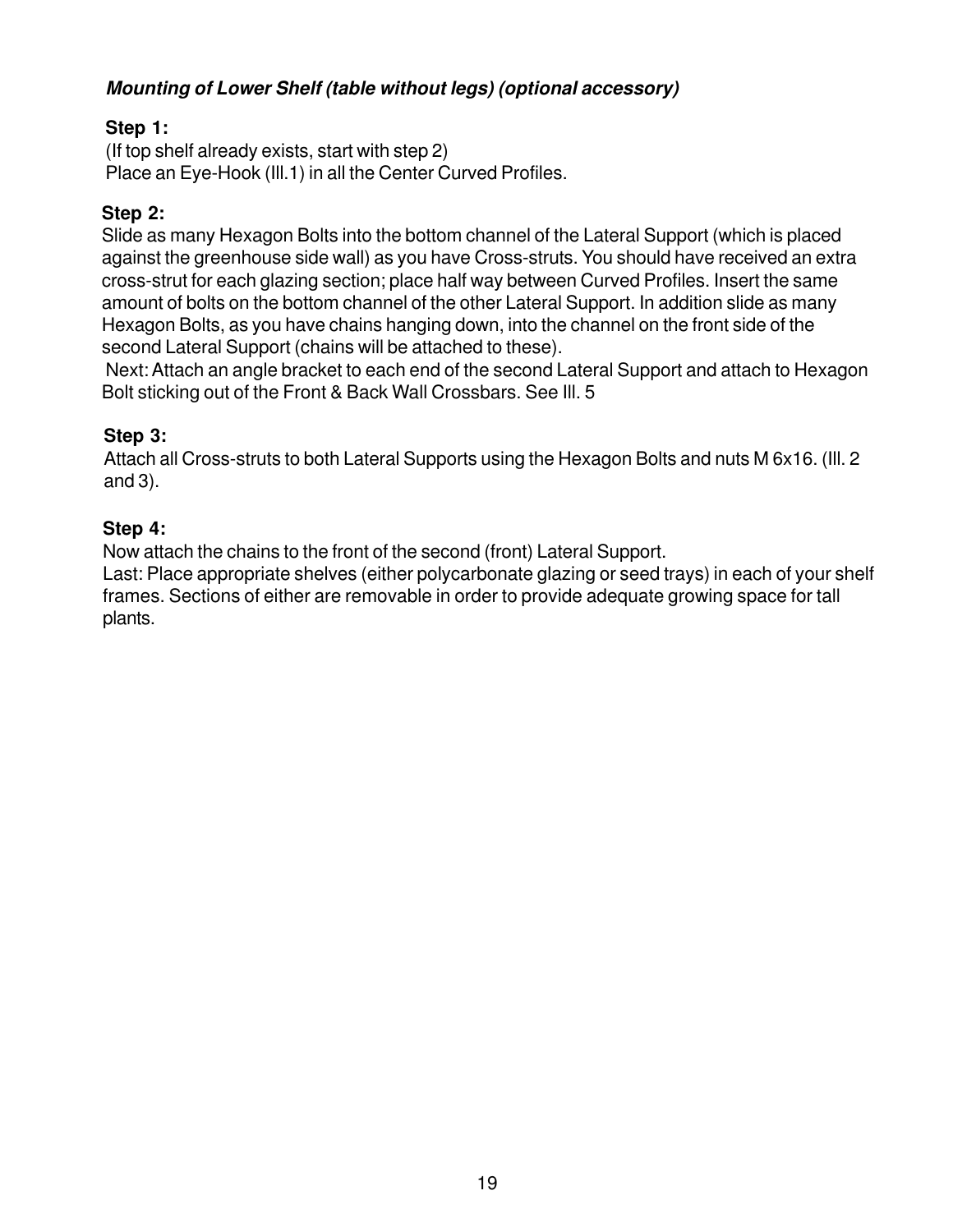### *Mounting of Lower Shelf (table without legs) (optional accessory)*

**Step 1:**

(If top shelf already exists, start with step 2)
Place an Eye-Hook (Ill.1) in all the Center Curved Profiles.

**Step 2:**

Slide as many Hexagon Bolts into the bottom channel of the Lateral Support (which is placed against the greenhouse side wall) as you have Cross-struts. You should have received an extra cross-strut for each glazing section; place half way between Curved Profiles. Insert the same amount of bolts on the bottom channel of the other Lateral Support. In addition slide as many Hexagon Bolts, as you have chains hanging down, into the channel on the front side of the second Lateral Support (chains will be attached to these).

Next: Attach an angle bracket to each end of the second Lateral Support and attach to Hexagon Bolt sticking out of the Front & Back Wall Crossbars. See Ill. 5

**Step 3:**

Attach all Cross-struts to both Lateral Supports using the Hexagon Bolts and nuts M 6x16. (Ill. 2 and 3).

**Step 4:**

Now attach the chains to the front of the second (front) Lateral Support.
Last: Place appropriate shelves (either polycarbonate glazing or seed trays) in each of your shelf frames. Sections of either are removable in order to provide adequate growing space for tall plants.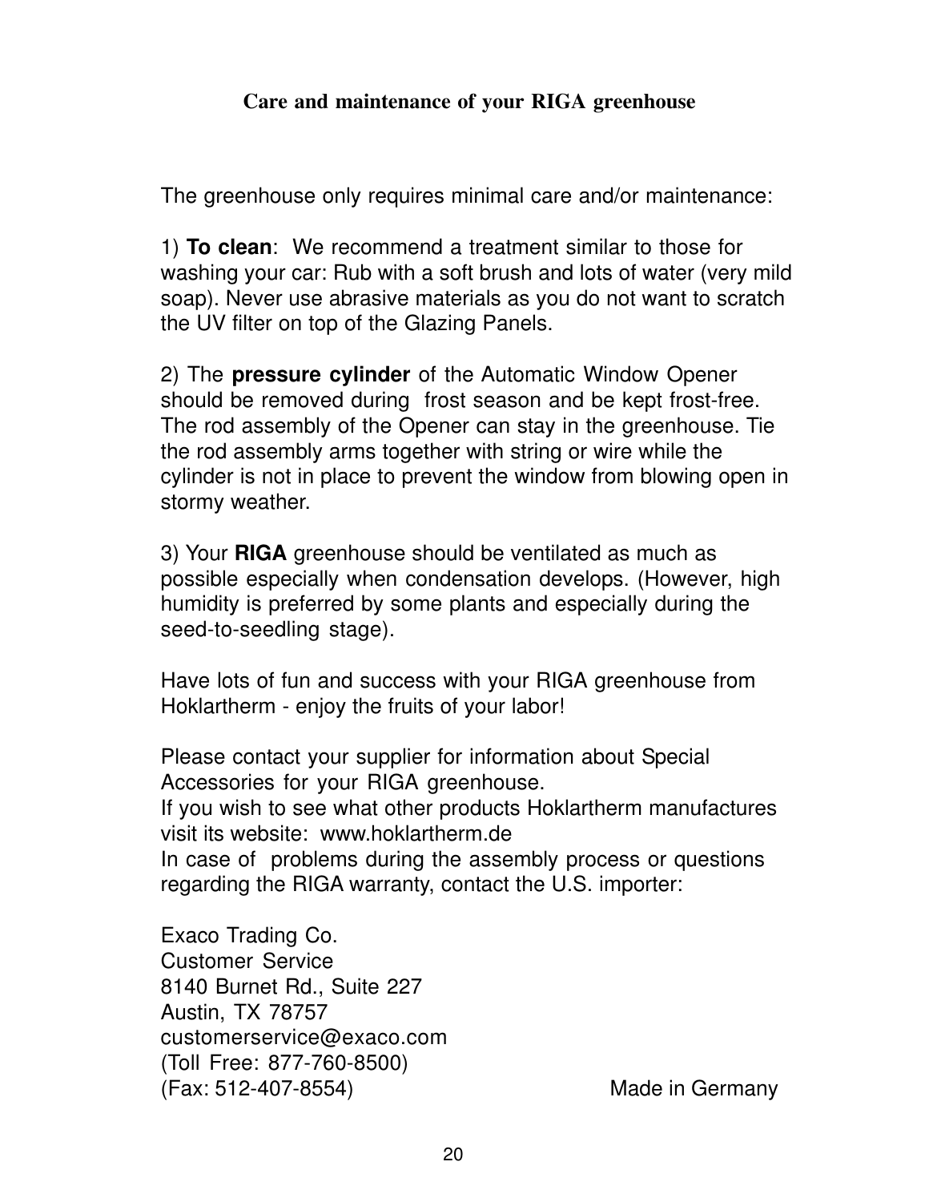## Care and maintenance of your RIGA greenhouse

The greenhouse only requires minimal care and/or maintenance:

1) **To clean**: We recommend a treatment similar to those for washing your car: Rub with a soft brush and lots of water (very mild soap). Never use abrasive materials as you do not want to scratch the UV filter on top of the Glazing Panels.

2) The **pressure cylinder** of the Automatic Window Opener should be removed during frost season and be kept frost-free. The rod assembly of the Opener can stay in the greenhouse. Tie the rod assembly arms together with string or wire while the cylinder is not in place to prevent the window from blowing open in stormy weather.

3) Your **RIGA** greenhouse should be ventilated as much as possible especially when condensation develops. (However, high humidity is preferred by some plants and especially during the seed-to-seedling stage).

Have lots of fun and success with your RIGA greenhouse from Hoklartherm - enjoy the fruits of your labor!

Please contact your supplier for information about Special Accessories for your RIGA greenhouse.
If you wish to see what other products Hoklartherm manufactures visit its website: www.hoklartherm.de
In case of problems during the assembly process or questions regarding the RIGA warranty, contact the U.S. importer:

Exaco Trading Co.
Customer Service
8140 Burnet Rd., Suite 227
Austin, TX 78757
customerservice@exaco.com
(Toll Free: 877-760-8500)
(Fax: 512-407-8554)

Made in Germany